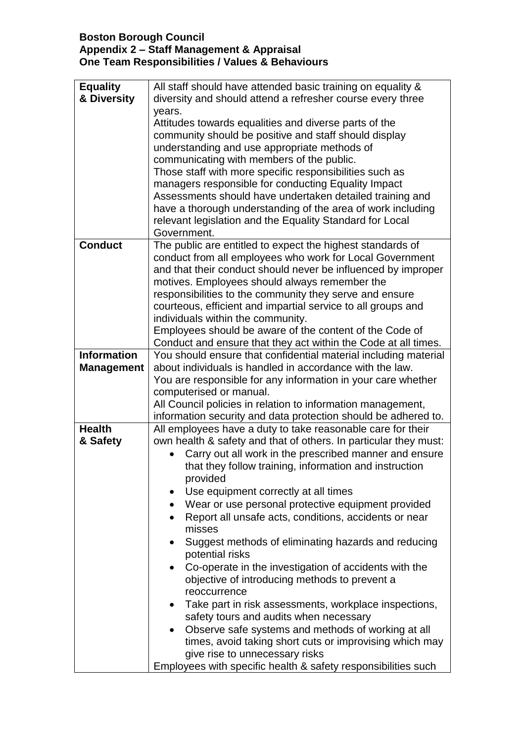**Boston Borough Council**
**Appendix 2 – Staff Management & Appraisal**
**One Team Responsibilities / Values & Behaviours**

| | |
|---|---|
| **Equality & Diversity** | All staff should have attended basic training on equality & diversity and should attend a refresher course every three years.<br>Attitudes towards equalities and diverse parts of the community should be positive and staff should display understanding and use appropriate methods of communicating with members of the public.<br>Those staff with more specific responsibilities such as managers responsible for conducting Equality Impact Assessments should have undertaken detailed training and have a thorough understanding of the area of work including relevant legislation and the Equality Standard for Local Government. |
| **Conduct** | The public are entitled to expect the highest standards of conduct from all employees who work for Local Government and that their conduct should never be influenced by improper motives. Employees should always remember the responsibilities to the community they serve and ensure courteous, efficient and impartial service to all groups and individuals within the community.<br>Employees should be aware of the content of the Code of Conduct and ensure that they act within the Code at all times. |
| **Information Management** | You should ensure that confidential material including material about individuals is handled in accordance with the law.<br>You are responsible for any information in your care whether computerised or manual.<br>All Council policies in relation to information management, information security and data protection should be adhered to. |
| **Health & Safety** | All employees have a duty to take reasonable care for their own health & safety and that of others. In particular they must:<br>• Carry out all work in the prescribed manner and ensure that they follow training, information and instruction provided<br>• Use equipment correctly at all times<br>• Wear or use personal protective equipment provided<br>• Report all unsafe acts, conditions, accidents or near misses<br>• Suggest methods of eliminating hazards and reducing potential risks<br>• Co-operate in the investigation of accidents with the objective of introducing methods to prevent a reoccurrence<br>• Take part in risk assessments, workplace inspections, safety tours and audits when necessary<br>• Observe safe systems and methods of working at all times, avoid taking short cuts or improvising which may give rise to unnecessary risks<br>Employees with specific health & safety responsibilities such |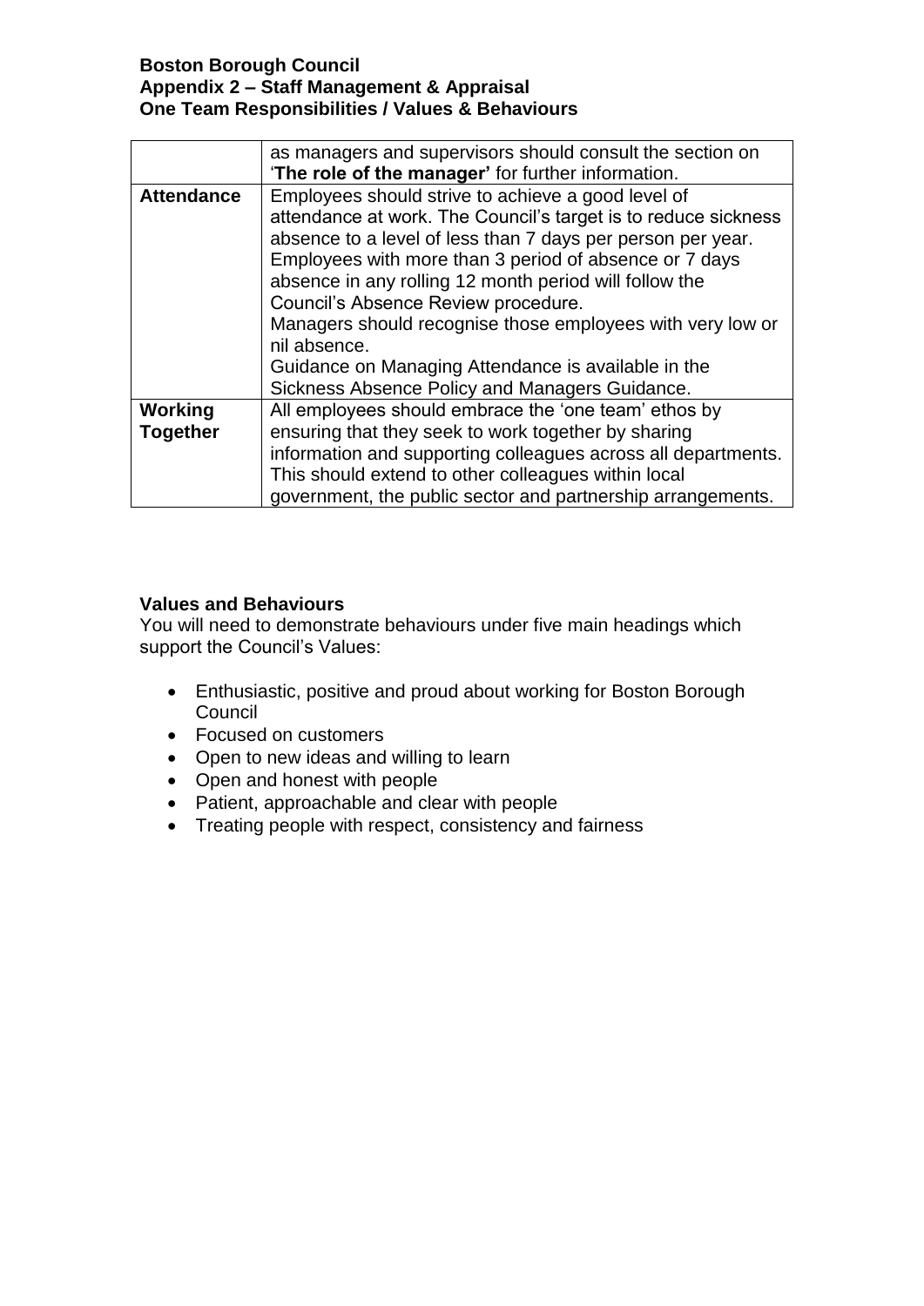| | |
|---|---|
| | as managers and supervisors should consult the section on '**The role of the manager'** for further information. |
| **Attendance** | Employees should strive to achieve a good level of attendance at work. The Council's target is to reduce sickness absence to a level of less than 7 days per person per year. Employees with more than 3 period of absence or 7 days absence in any rolling 12 month period will follow the Council's Absence Review procedure. Managers should recognise those employees with very low or nil absence. Guidance on Managing Attendance is available in the Sickness Absence Policy and Managers Guidance. |
| **Working Together** | All employees should embrace the 'one team' ethos by ensuring that they seek to work together by sharing information and supporting colleagues across all departments. This should extend to other colleagues within local government, the public sector and partnership arrangements. |

**Values and Behaviours**

You will need to demonstrate behaviours under five main headings which support the Council's Values:

- Enthusiastic, positive and proud about working for Boston Borough Council
- Focused on customers
- Open to new ideas and willing to learn
- Open and honest with people
- Patient, approachable and clear with people
- Treating people with respect, consistency and fairness